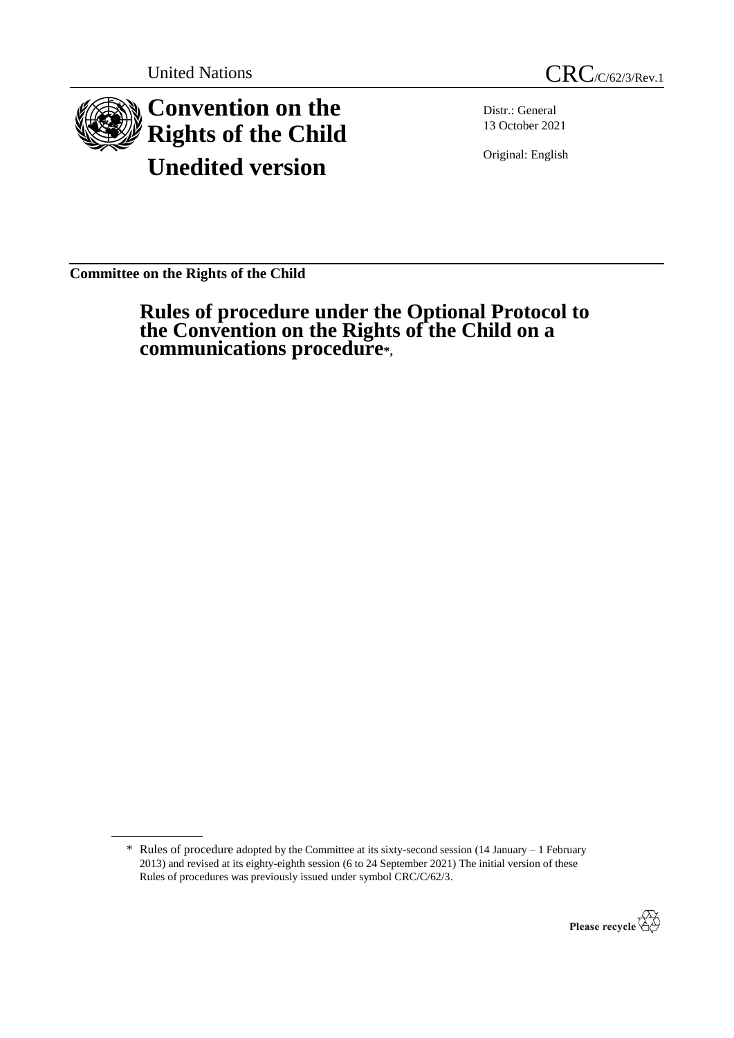United Nations

CRC/C/62/3/Rev.1

# Convention on the Rights of the Child

# Unedited version

Distr.: General
13 October 2021

Original: English

**Committee on the Rights of the Child**

## Rules of procedure under the Optional Protocol to the Convention on the Rights of the Child on a communications procedure*,

\* Rules of procedure adopted by the Committee at its sixty-second session (14 January – 1 February 2013) and revised at its eighty-eighth session (6 to 24 September 2021) The initial version of these Rules of procedures was previously issued under symbol CRC/C/62/3.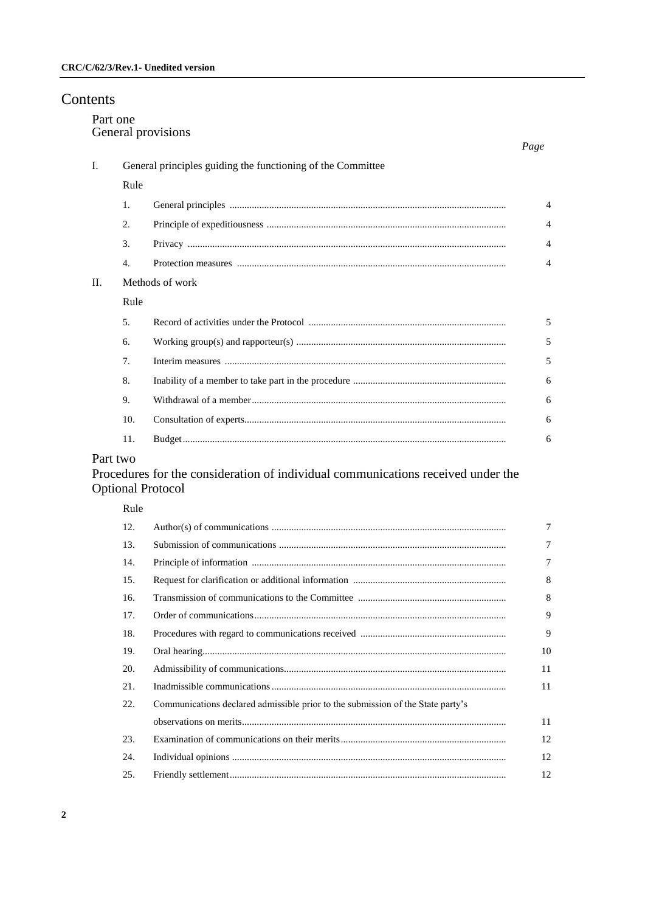# Contents

## Part one
## General provisions

| | | | Page |
|---|---|---|---|
| I. | General principles guiding the functioning of the Committee | | |
| | Rule | | |
| | 1. | General principles | 4 |
| | 2. | Principle of expeditiousness | 4 |
| | 3. | Privacy | 4 |
| | 4. | Protection measures | 4 |
| II. | Methods of work | | |
| | Rule | | |
| | 5. | Record of activities under the Protocol | 5 |
| | 6. | Working group(s) and rapporteur(s) | 5 |
| | 7. | Interim measures | 5 |
| | 8. | Inability of a member to take part in the procedure | 6 |
| | 9. | Withdrawal of a member | 6 |
| | 10. | Consultation of experts | 6 |
| | 11. | Budget | 6 |

## Part two
## Procedures for the consideration of individual communications received under the Optional Protocol

| Rule | | Page |
|---|---|---|
| 12. | Author(s) of communications | 7 |
| 13. | Submission of communications | 7 |
| 14. | Principle of information | 7 |
| 15. | Request for clarification or additional information | 8 |
| 16. | Transmission of communications to the Committee | 8 |
| 17. | Order of communications | 9 |
| 18. | Procedures with regard to communications received | 9 |
| 19. | Oral hearing | 10 |
| 20. | Admissibility of communications | 11 |
| 21. | Inadmissible communications | 11 |
| 22. | Communications declared admissible prior to the submission of the State party's observations on merits | 11 |
| 23. | Examination of communications on their merits | 12 |
| 24. | Individual opinions | 12 |
| 25. | Friendly settlement | 12 |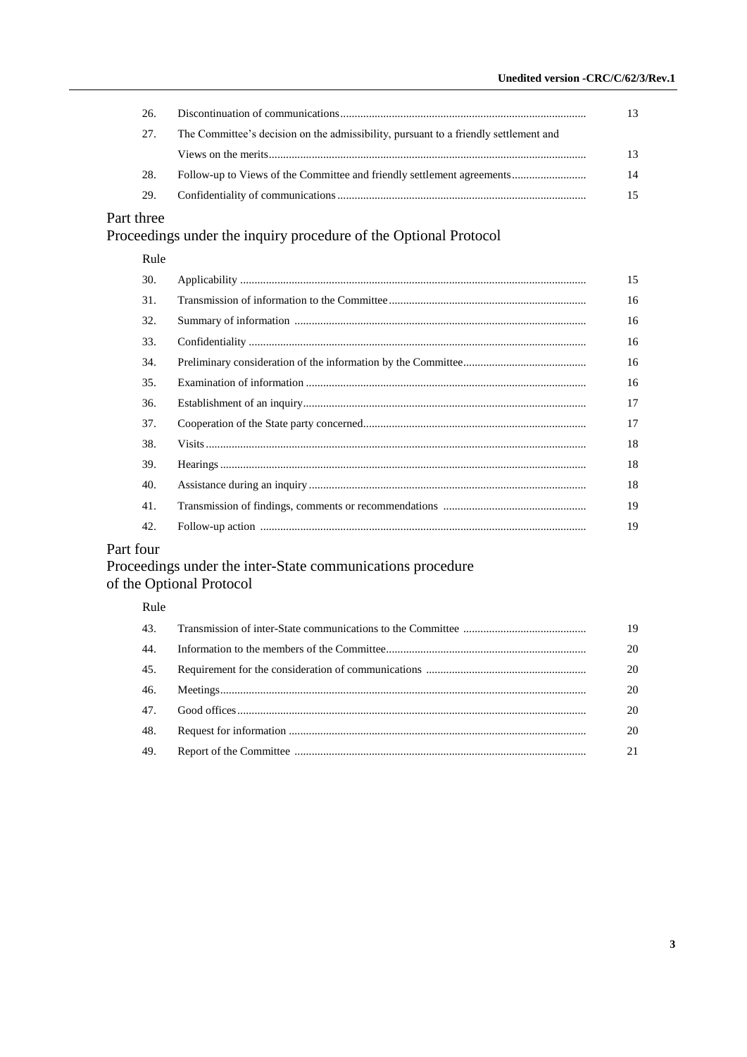| | | |
|---|---|---|
| 26. | Discontinuation of communications | 13 |
| 27. | The Committee's decision on the admissibility, pursuant to a friendly settlement and Views on the merits | 13 |
| 28. | Follow-up to Views of the Committee and friendly settlement agreements | 14 |
| 29. | Confidentiality of communications | 15 |

## Part three
## Proceedings under the inquiry procedure of the Optional Protocol

| Rule | | |
|---|---|---|
| 30. | Applicability | 15 |
| 31. | Transmission of information to the Committee | 16 |
| 32. | Summary of information | 16 |
| 33. | Confidentiality | 16 |
| 34. | Preliminary consideration of the information by the Committee | 16 |
| 35. | Examination of information | 16 |
| 36. | Establishment of an inquiry | 17 |
| 37. | Cooperation of the State party concerned | 17 |
| 38. | Visits | 18 |
| 39. | Hearings | 18 |
| 40. | Assistance during an inquiry | 18 |
| 41. | Transmission of findings, comments or recommendations | 19 |
| 42. | Follow-up action | 19 |

## Part four
## Proceedings under the inter-State communications procedure of the Optional Protocol

| Rule | | |
|---|---|---|
| 43. | Transmission of inter-State communications to the Committee | 19 |
| 44. | Information to the members of the Committee | 20 |
| 45. | Requirement for the consideration of communications | 20 |
| 46. | Meetings | 20 |
| 47. | Good offices | 20 |
| 48. | Request for information | 20 |
| 49. | Report of the Committee | 21 |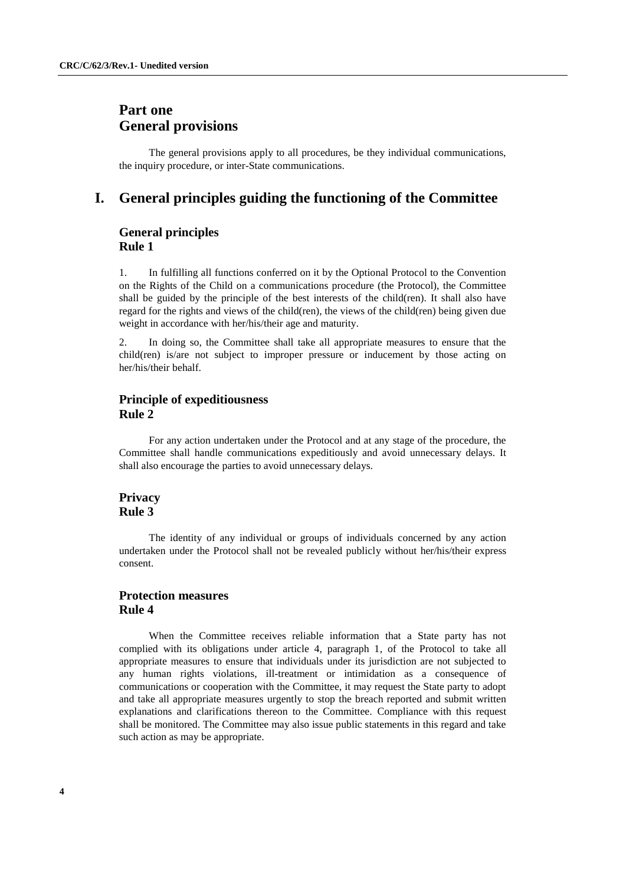# Part one
# General provisions

The general provisions apply to all procedures, be they individual communications, the inquiry procedure, or inter-State communications.

## I. General principles guiding the functioning of the Committee

### General principles
### Rule 1

1. In fulfilling all functions conferred on it by the Optional Protocol to the Convention on the Rights of the Child on a communications procedure (the Protocol), the Committee shall be guided by the principle of the best interests of the child(ren). It shall also have regard for the rights and views of the child(ren), the views of the child(ren) being given due weight in accordance with her/his/their age and maturity.

2. In doing so, the Committee shall take all appropriate measures to ensure that the child(ren) is/are not subject to improper pressure or inducement by those acting on her/his/their behalf.

### Principle of expeditiousness
### Rule 2

For any action undertaken under the Protocol and at any stage of the procedure, the Committee shall handle communications expeditiously and avoid unnecessary delays. It shall also encourage the parties to avoid unnecessary delays.

### Privacy
### Rule 3

The identity of any individual or groups of individuals concerned by any action undertaken under the Protocol shall not be revealed publicly without her/his/their express consent.

### Protection measures
### Rule 4

When the Committee receives reliable information that a State party has not complied with its obligations under article 4, paragraph 1, of the Protocol to take all appropriate measures to ensure that individuals under its jurisdiction are not subjected to any human rights violations, ill-treatment or intimidation as a consequence of communications or cooperation with the Committee, it may request the State party to adopt and take all appropriate measures urgently to stop the breach reported and submit written explanations and clarifications thereon to the Committee. Compliance with this request shall be monitored. The Committee may also issue public statements in this regard and take such action as may be appropriate.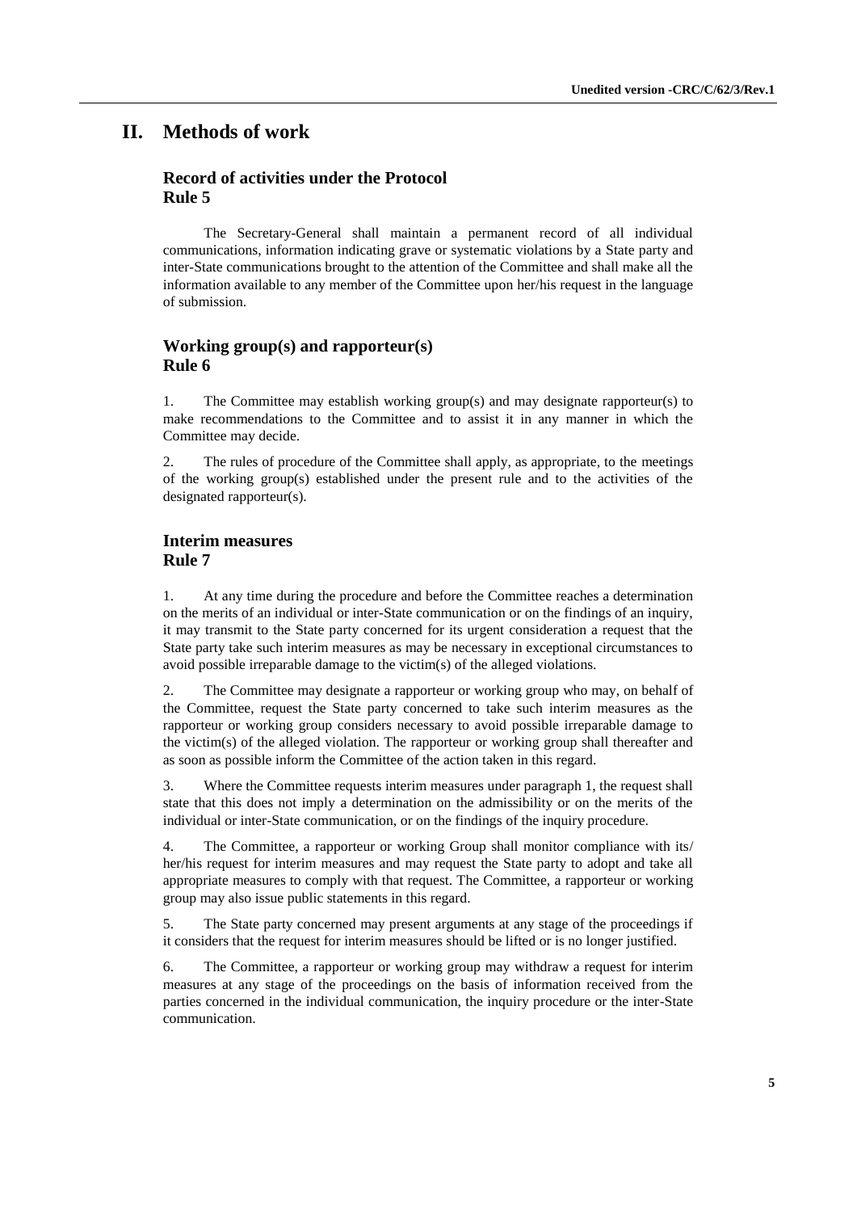# II. Methods of work

## Record of activities under the Protocol
## Rule 5

The Secretary-General shall maintain a permanent record of all individual communications, information indicating grave or systematic violations by a State party and inter-State communications brought to the attention of the Committee and shall make all the information available to any member of the Committee upon her/his request in the language of submission.

## Working group(s) and rapporteur(s)
## Rule 6

1. The Committee may establish working group(s) and may designate rapporteur(s) to make recommendations to the Committee and to assist it in any manner in which the Committee may decide.

2. The rules of procedure of the Committee shall apply, as appropriate, to the meetings of the working group(s) established under the present rule and to the activities of the designated rapporteur(s).

## Interim measures
## Rule 7

1. At any time during the procedure and before the Committee reaches a determination on the merits of an individual or inter-State communication or on the findings of an inquiry, it may transmit to the State party concerned for its urgent consideration a request that the State party take such interim measures as may be necessary in exceptional circumstances to avoid possible irreparable damage to the victim(s) of the alleged violations.

2. The Committee may designate a rapporteur or working group who may, on behalf of the Committee, request the State party concerned to take such interim measures as the rapporteur or working group considers necessary to avoid possible irreparable damage to the victim(s) of the alleged violation. The rapporteur or working group shall thereafter and as soon as possible inform the Committee of the action taken in this regard.

3. Where the Committee requests interim measures under paragraph 1, the request shall state that this does not imply a determination on the admissibility or on the merits of the individual or inter-State communication, or on the findings of the inquiry procedure.

4. The Committee, a rapporteur or working Group shall monitor compliance with its/her/his request for interim measures and may request the State party to adopt and take all appropriate measures to comply with that request. The Committee, a rapporteur or working group may also issue public statements in this regard.

5. The State party concerned may present arguments at any stage of the proceedings if it considers that the request for interim measures should be lifted or is no longer justified.

6. The Committee, a rapporteur or working group may withdraw a request for interim measures at any stage of the proceedings on the basis of information received from the parties concerned in the individual communication, the inquiry procedure or the inter-State communication.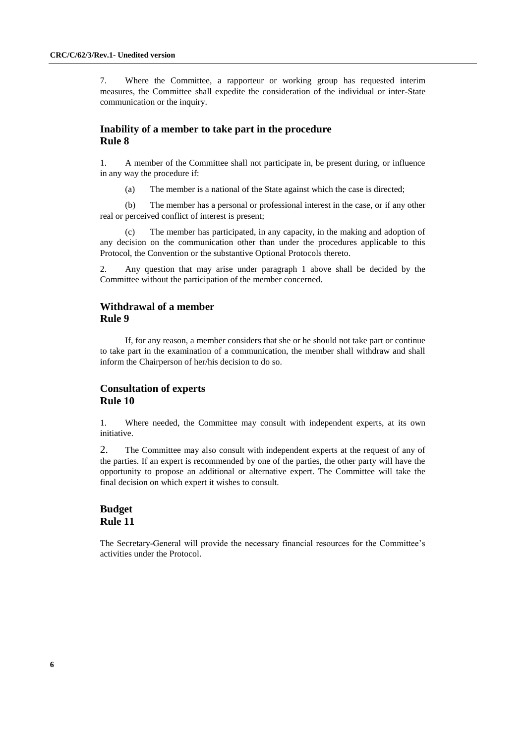7. Where the Committee, a rapporteur or working group has requested interim measures, the Committee shall expedite the consideration of the individual or inter-State communication or the inquiry.

## Inability of a member to take part in the procedure
## Rule 8

1. A member of the Committee shall not participate in, be present during, or influence in any way the procedure if:

(a) The member is a national of the State against which the case is directed;

(b) The member has a personal or professional interest in the case, or if any other real or perceived conflict of interest is present;

(c) The member has participated, in any capacity, in the making and adoption of any decision on the communication other than under the procedures applicable to this Protocol, the Convention or the substantive Optional Protocols thereto.

2. Any question that may arise under paragraph 1 above shall be decided by the Committee without the participation of the member concerned.

## Withdrawal of a member
## Rule 9

If, for any reason, a member considers that she or he should not take part or continue to take part in the examination of a communication, the member shall withdraw and shall inform the Chairperson of her/his decision to do so.

## Consultation of experts
## Rule 10

1. Where needed, the Committee may consult with independent experts, at its own initiative.

2. The Committee may also consult with independent experts at the request of any of the parties. If an expert is recommended by one of the parties, the other party will have the opportunity to propose an additional or alternative expert. The Committee will take the final decision on which expert it wishes to consult.

## Budget
## Rule 11

The Secretary-General will provide the necessary financial resources for the Committee's activities under the Protocol.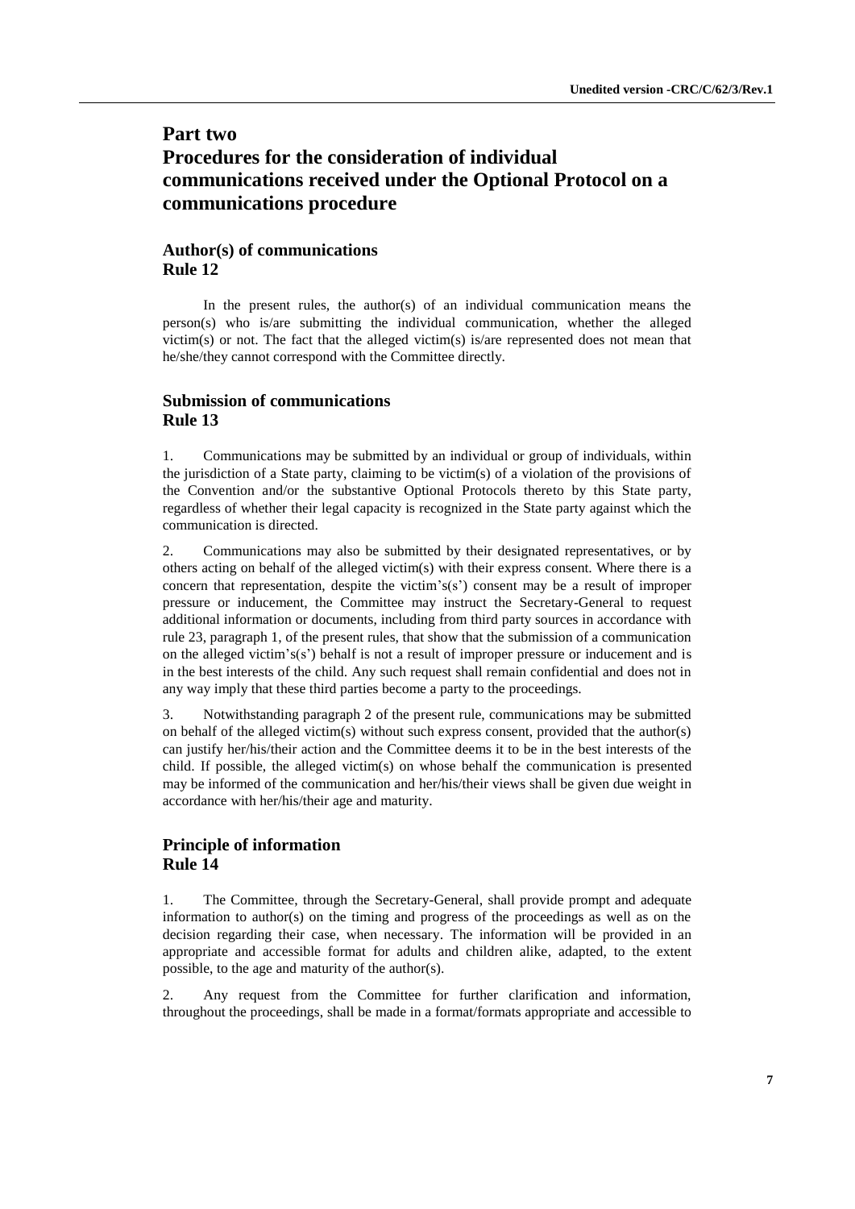# Part two
# Procedures for the consideration of individual communications received under the Optional Protocol on a communications procedure

## Author(s) of communications
## Rule 12

In the present rules, the author(s) of an individual communication means the person(s) who is/are submitting the individual communication, whether the alleged victim(s) or not. The fact that the alleged victim(s) is/are represented does not mean that he/she/they cannot correspond with the Committee directly.

## Submission of communications
## Rule 13

1. Communications may be submitted by an individual or group of individuals, within the jurisdiction of a State party, claiming to be victim(s) of a violation of the provisions of the Convention and/or the substantive Optional Protocols thereto by this State party, regardless of whether their legal capacity is recognized in the State party against which the communication is directed.

2. Communications may also be submitted by their designated representatives, or by others acting on behalf of the alleged victim(s) with their express consent. Where there is a concern that representation, despite the victim's(s') consent may be a result of improper pressure or inducement, the Committee may instruct the Secretary-General to request additional information or documents, including from third party sources in accordance with rule 23, paragraph 1, of the present rules, that show that the submission of a communication on the alleged victim's(s') behalf is not a result of improper pressure or inducement and is in the best interests of the child. Any such request shall remain confidential and does not in any way imply that these third parties become a party to the proceedings.

3. Notwithstanding paragraph 2 of the present rule, communications may be submitted on behalf of the alleged victim(s) without such express consent, provided that the author(s) can justify her/his/their action and the Committee deems it to be in the best interests of the child. If possible, the alleged victim(s) on whose behalf the communication is presented may be informed of the communication and her/his/their views shall be given due weight in accordance with her/his/their age and maturity.

## Principle of information
## Rule 14

1. The Committee, through the Secretary-General, shall provide prompt and adequate information to author(s) on the timing and progress of the proceedings as well as on the decision regarding their case, when necessary. The information will be provided in an appropriate and accessible format for adults and children alike, adapted, to the extent possible, to the age and maturity of the author(s).

2. Any request from the Committee for further clarification and information, throughout the proceedings, shall be made in a format/formats appropriate and accessible to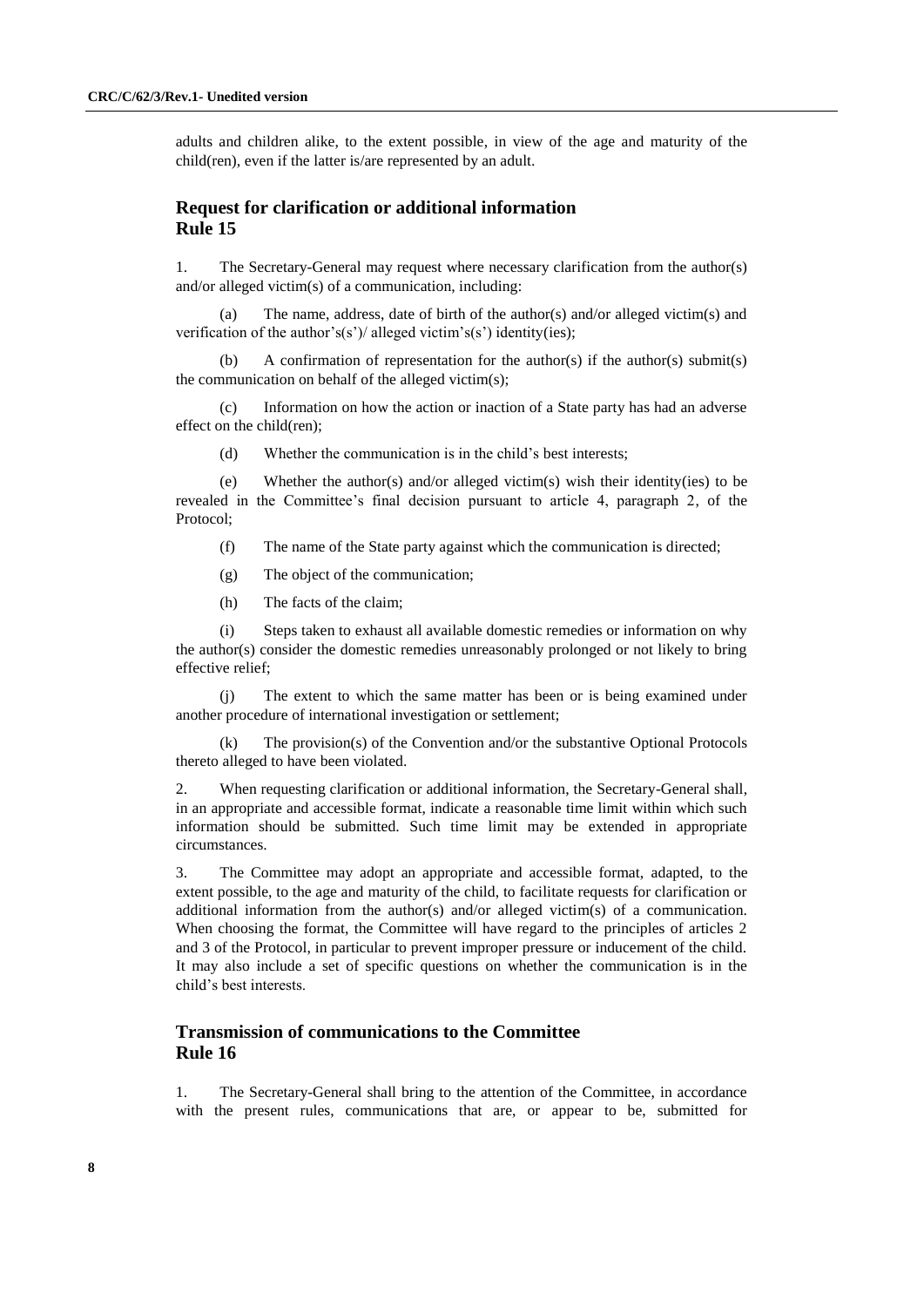adults and children alike, to the extent possible, in view of the age and maturity of the child(ren), even if the latter is/are represented by an adult.

## Request for clarification or additional information
## Rule 15

1. The Secretary-General may request where necessary clarification from the author(s) and/or alleged victim(s) of a communication, including:

(a) The name, address, date of birth of the author(s) and/or alleged victim(s) and verification of the author's(s')/ alleged victim's(s') identity(ies);

(b) A confirmation of representation for the author(s) if the author(s) submit(s) the communication on behalf of the alleged victim(s);

(c) Information on how the action or inaction of a State party has had an adverse effect on the child(ren);

(d) Whether the communication is in the child's best interests;

(e) Whether the author(s) and/or alleged victim(s) wish their identity(ies) to be revealed in the Committee's final decision pursuant to article 4, paragraph 2, of the Protocol;

(f) The name of the State party against which the communication is directed;

(g) The object of the communication;

(h) The facts of the claim;

(i) Steps taken to exhaust all available domestic remedies or information on why the author(s) consider the domestic remedies unreasonably prolonged or not likely to bring effective relief;

(j) The extent to which the same matter has been or is being examined under another procedure of international investigation or settlement;

(k) The provision(s) of the Convention and/or the substantive Optional Protocols thereto alleged to have been violated.

2. When requesting clarification or additional information, the Secretary-General shall, in an appropriate and accessible format, indicate a reasonable time limit within which such information should be submitted. Such time limit may be extended in appropriate circumstances.

3. The Committee may adopt an appropriate and accessible format, adapted, to the extent possible, to the age and maturity of the child, to facilitate requests for clarification or additional information from the author(s) and/or alleged victim(s) of a communication. When choosing the format, the Committee will have regard to the principles of articles 2 and 3 of the Protocol, in particular to prevent improper pressure or inducement of the child. It may also include a set of specific questions on whether the communication is in the child's best interests.

## Transmission of communications to the Committee
## Rule 16

1. The Secretary-General shall bring to the attention of the Committee, in accordance with the present rules, communications that are, or appear to be, submitted for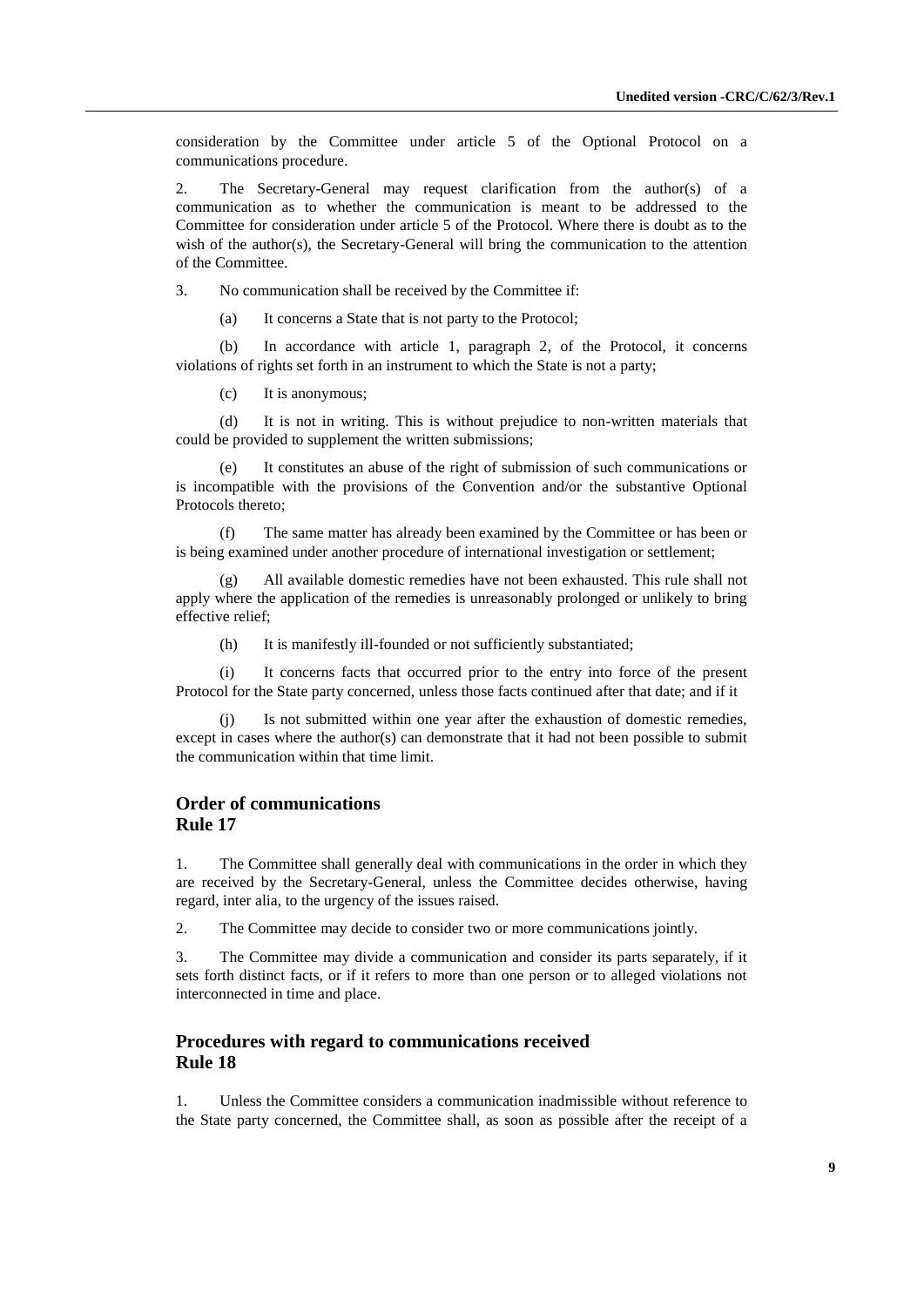consideration by the Committee under article 5 of the Optional Protocol on a communications procedure.

2. The Secretary-General may request clarification from the author(s) of a communication as to whether the communication is meant to be addressed to the Committee for consideration under article 5 of the Protocol. Where there is doubt as to the wish of the author(s), the Secretary-General will bring the communication to the attention of the Committee.

3. No communication shall be received by the Committee if:

(a) It concerns a State that is not party to the Protocol;

(b) In accordance with article 1, paragraph 2, of the Protocol, it concerns violations of rights set forth in an instrument to which the State is not a party;

(c) It is anonymous;

(d) It is not in writing. This is without prejudice to non-written materials that could be provided to supplement the written submissions;

(e) It constitutes an abuse of the right of submission of such communications or is incompatible with the provisions of the Convention and/or the substantive Optional Protocols thereto;

(f) The same matter has already been examined by the Committee or has been or is being examined under another procedure of international investigation or settlement;

(g) All available domestic remedies have not been exhausted. This rule shall not apply where the application of the remedies is unreasonably prolonged or unlikely to bring effective relief;

(h) It is manifestly ill-founded or not sufficiently substantiated;

(i) It concerns facts that occurred prior to the entry into force of the present Protocol for the State party concerned, unless those facts continued after that date; and if it

(j) Is not submitted within one year after the exhaustion of domestic remedies, except in cases where the author(s) can demonstrate that it had not been possible to submit the communication within that time limit.

## Order of communications
## Rule 17

1. The Committee shall generally deal with communications in the order in which they are received by the Secretary-General, unless the Committee decides otherwise, having regard, inter alia, to the urgency of the issues raised.

2. The Committee may decide to consider two or more communications jointly.

3. The Committee may divide a communication and consider its parts separately, if it sets forth distinct facts, or if it refers to more than one person or to alleged violations not interconnected in time and place.

## Procedures with regard to communications received
## Rule 18

1. Unless the Committee considers a communication inadmissible without reference to the State party concerned, the Committee shall, as soon as possible after the receipt of a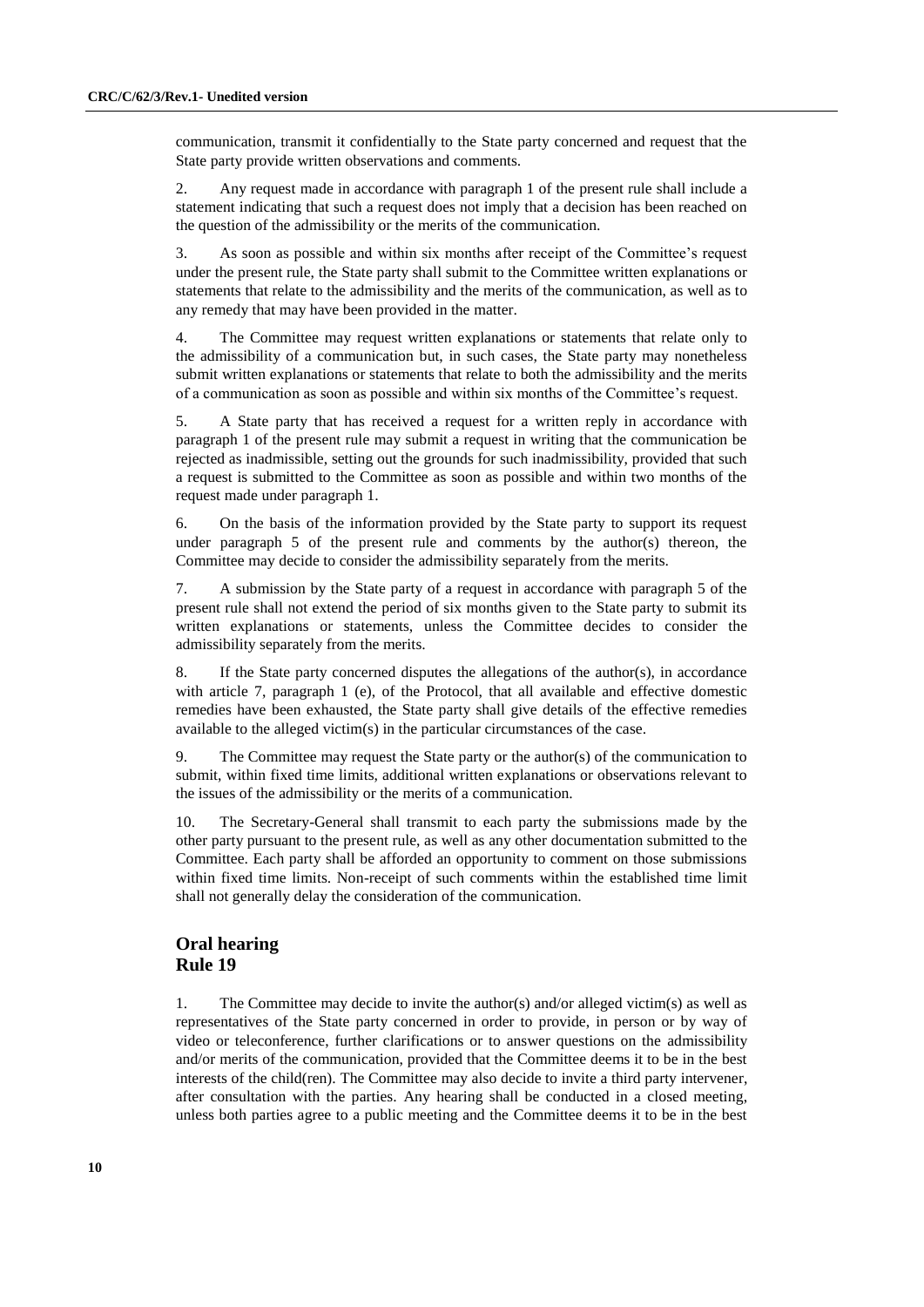communication, transmit it confidentially to the State party concerned and request that the State party provide written observations and comments.

2. Any request made in accordance with paragraph 1 of the present rule shall include a statement indicating that such a request does not imply that a decision has been reached on the question of the admissibility or the merits of the communication.

3. As soon as possible and within six months after receipt of the Committee's request under the present rule, the State party shall submit to the Committee written explanations or statements that relate to the admissibility and the merits of the communication, as well as to any remedy that may have been provided in the matter.

4. The Committee may request written explanations or statements that relate only to the admissibility of a communication but, in such cases, the State party may nonetheless submit written explanations or statements that relate to both the admissibility and the merits of a communication as soon as possible and within six months of the Committee's request.

5. A State party that has received a request for a written reply in accordance with paragraph 1 of the present rule may submit a request in writing that the communication be rejected as inadmissible, setting out the grounds for such inadmissibility, provided that such a request is submitted to the Committee as soon as possible and within two months of the request made under paragraph 1.

6. On the basis of the information provided by the State party to support its request under paragraph 5 of the present rule and comments by the author(s) thereon, the Committee may decide to consider the admissibility separately from the merits.

7. A submission by the State party of a request in accordance with paragraph 5 of the present rule shall not extend the period of six months given to the State party to submit its written explanations or statements, unless the Committee decides to consider the admissibility separately from the merits.

8. If the State party concerned disputes the allegations of the author(s), in accordance with article 7, paragraph 1 (e), of the Protocol, that all available and effective domestic remedies have been exhausted, the State party shall give details of the effective remedies available to the alleged victim(s) in the particular circumstances of the case.

9. The Committee may request the State party or the author(s) of the communication to submit, within fixed time limits, additional written explanations or observations relevant to the issues of the admissibility or the merits of a communication.

10. The Secretary-General shall transmit to each party the submissions made by the other party pursuant to the present rule, as well as any other documentation submitted to the Committee. Each party shall be afforded an opportunity to comment on those submissions within fixed time limits. Non-receipt of such comments within the established time limit shall not generally delay the consideration of the communication.

## Oral hearing
## Rule 19

1. The Committee may decide to invite the author(s) and/or alleged victim(s) as well as representatives of the State party concerned in order to provide, in person or by way of video or teleconference, further clarifications or to answer questions on the admissibility and/or merits of the communication, provided that the Committee deems it to be in the best interests of the child(ren). The Committee may also decide to invite a third party intervener, after consultation with the parties. Any hearing shall be conducted in a closed meeting, unless both parties agree to a public meeting and the Committee deems it to be in the best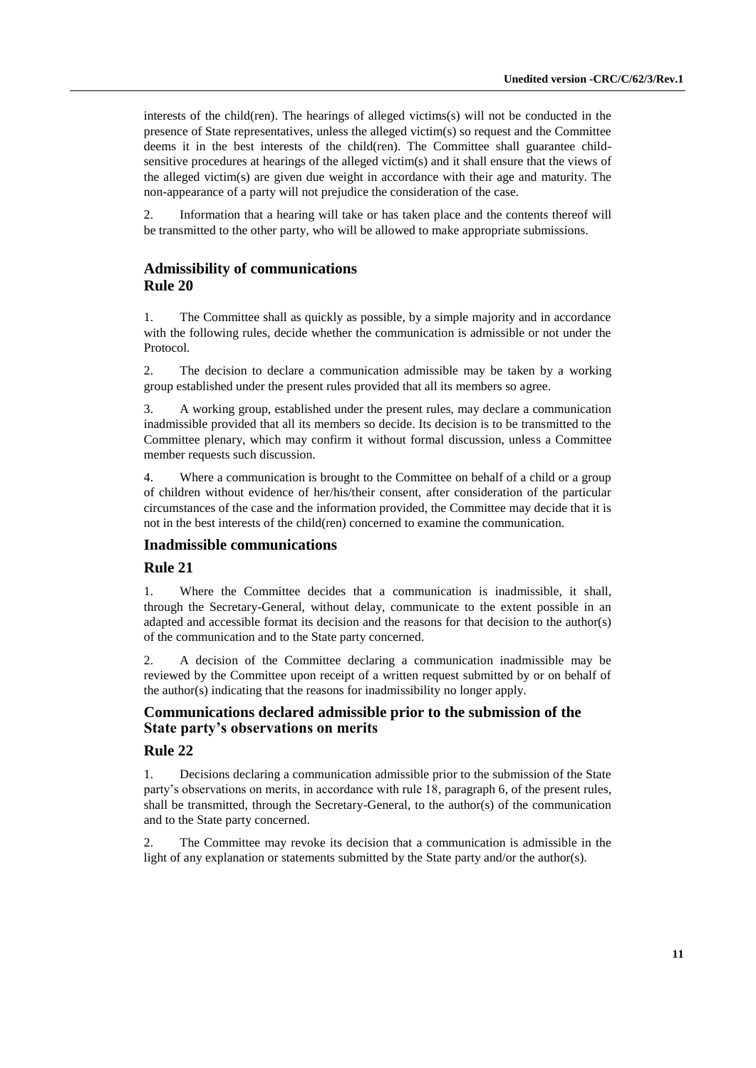interests of the child(ren). The hearings of alleged victims(s) will not be conducted in the presence of State representatives, unless the alleged victim(s) so request and the Committee deems it in the best interests of the child(ren). The Committee shall guarantee child-sensitive procedures at hearings of the alleged victim(s) and it shall ensure that the views of the alleged victim(s) are given due weight in accordance with their age and maturity. The non-appearance of a party will not prejudice the consideration of the case.

2. Information that a hearing will take or has taken place and the contents thereof will be transmitted to the other party, who will be allowed to make appropriate submissions.

### Admissibility of communications
### Rule 20

1. The Committee shall as quickly as possible, by a simple majority and in accordance with the following rules, decide whether the communication is admissible or not under the Protocol.

2. The decision to declare a communication admissible may be taken by a working group established under the present rules provided that all its members so agree.

3. A working group, established under the present rules, may declare a communication inadmissible provided that all its members so decide. Its decision is to be transmitted to the Committee plenary, which may confirm it without formal discussion, unless a Committee member requests such discussion.

4. Where a communication is brought to the Committee on behalf of a child or a group of children without evidence of her/his/their consent, after consideration of the particular circumstances of the case and the information provided, the Committee may decide that it is not in the best interests of the child(ren) concerned to examine the communication.

### Inadmissible communications

### Rule 21

1. Where the Committee decides that a communication is inadmissible, it shall, through the Secretary-General, without delay, communicate to the extent possible in an adapted and accessible format its decision and the reasons for that decision to the author(s) of the communication and to the State party concerned.

2. A decision of the Committee declaring a communication inadmissible may be reviewed by the Committee upon receipt of a written request submitted by or on behalf of the author(s) indicating that the reasons for inadmissibility no longer apply.

### Communications declared admissible prior to the submission of the State party's observations on merits

### Rule 22

1. Decisions declaring a communication admissible prior to the submission of the State party's observations on merits, in accordance with rule 18, paragraph 6, of the present rules, shall be transmitted, through the Secretary-General, to the author(s) of the communication and to the State party concerned.

2. The Committee may revoke its decision that a communication is admissible in the light of any explanation or statements submitted by the State party and/or the author(s).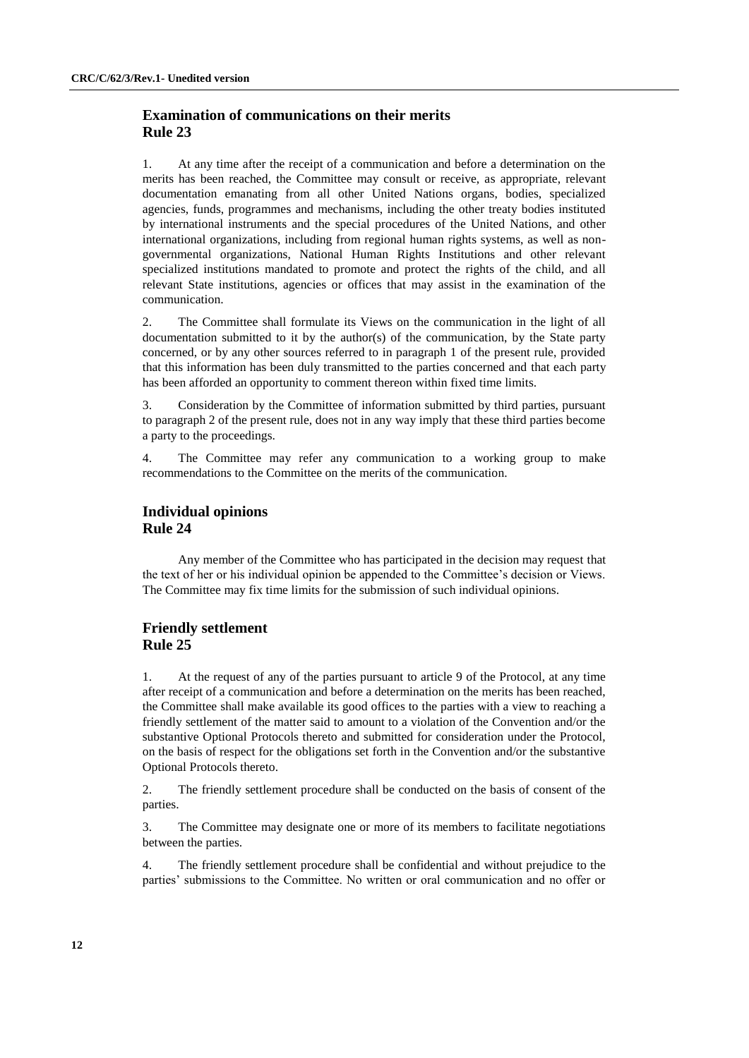## Examination of communications on their merits
## Rule 23

1. At any time after the receipt of a communication and before a determination on the merits has been reached, the Committee may consult or receive, as appropriate, relevant documentation emanating from all other United Nations organs, bodies, specialized agencies, funds, programmes and mechanisms, including the other treaty bodies instituted by international instruments and the special procedures of the United Nations, and other international organizations, including from regional human rights systems, as well as non-governmental organizations, National Human Rights Institutions and other relevant specialized institutions mandated to promote and protect the rights of the child, and all relevant State institutions, agencies or offices that may assist in the examination of the communication.

2. The Committee shall formulate its Views on the communication in the light of all documentation submitted to it by the author(s) of the communication, by the State party concerned, or by any other sources referred to in paragraph 1 of the present rule, provided that this information has been duly transmitted to the parties concerned and that each party has been afforded an opportunity to comment thereon within fixed time limits.

3. Consideration by the Committee of information submitted by third parties, pursuant to paragraph 2 of the present rule, does not in any way imply that these third parties become a party to the proceedings.

4. The Committee may refer any communication to a working group to make recommendations to the Committee on the merits of the communication.

## Individual opinions
## Rule 24

Any member of the Committee who has participated in the decision may request that the text of her or his individual opinion be appended to the Committee's decision or Views. The Committee may fix time limits for the submission of such individual opinions.

## Friendly settlement
## Rule 25

1. At the request of any of the parties pursuant to article 9 of the Protocol, at any time after receipt of a communication and before a determination on the merits has been reached, the Committee shall make available its good offices to the parties with a view to reaching a friendly settlement of the matter said to amount to a violation of the Convention and/or the substantive Optional Protocols thereto and submitted for consideration under the Protocol, on the basis of respect for the obligations set forth in the Convention and/or the substantive Optional Protocols thereto.

2. The friendly settlement procedure shall be conducted on the basis of consent of the parties.

3. The Committee may designate one or more of its members to facilitate negotiations between the parties.

4. The friendly settlement procedure shall be confidential and without prejudice to the parties' submissions to the Committee. No written or oral communication and no offer or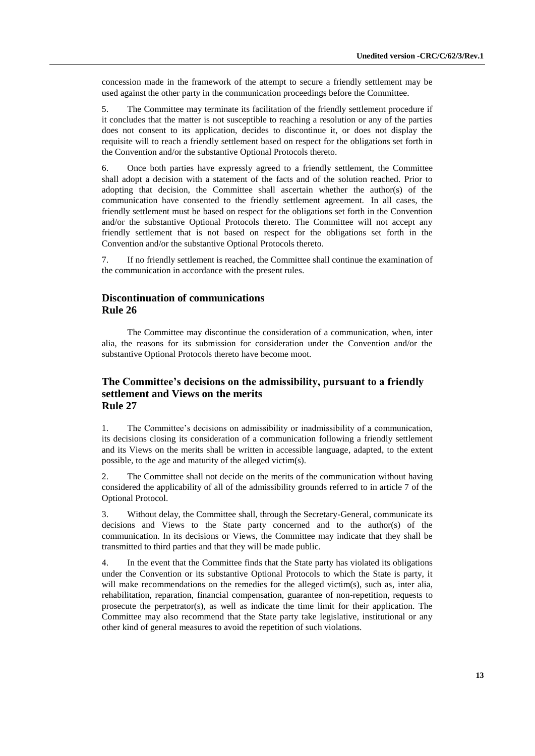concession made in the framework of the attempt to secure a friendly settlement may be used against the other party in the communication proceedings before the Committee.

5. The Committee may terminate its facilitation of the friendly settlement procedure if it concludes that the matter is not susceptible to reaching a resolution or any of the parties does not consent to its application, decides to discontinue it, or does not display the requisite will to reach a friendly settlement based on respect for the obligations set forth in the Convention and/or the substantive Optional Protocols thereto.

6. Once both parties have expressly agreed to a friendly settlement, the Committee shall adopt a decision with a statement of the facts and of the solution reached. Prior to adopting that decision, the Committee shall ascertain whether the author(s) of the communication have consented to the friendly settlement agreement. In all cases, the friendly settlement must be based on respect for the obligations set forth in the Convention and/or the substantive Optional Protocols thereto. The Committee will not accept any friendly settlement that is not based on respect for the obligations set forth in the Convention and/or the substantive Optional Protocols thereto.

7. If no friendly settlement is reached, the Committee shall continue the examination of the communication in accordance with the present rules.

## Discontinuation of communications
## Rule 26

The Committee may discontinue the consideration of a communication, when, inter alia, the reasons for its submission for consideration under the Convention and/or the substantive Optional Protocols thereto have become moot.

## The Committee's decisions on the admissibility, pursuant to a friendly settlement and Views on the merits
## Rule 27

1. The Committee's decisions on admissibility or inadmissibility of a communication, its decisions closing its consideration of a communication following a friendly settlement and its Views on the merits shall be written in accessible language, adapted, to the extent possible, to the age and maturity of the alleged victim(s).

2. The Committee shall not decide on the merits of the communication without having considered the applicability of all of the admissibility grounds referred to in article 7 of the Optional Protocol.

3. Without delay, the Committee shall, through the Secretary-General, communicate its decisions and Views to the State party concerned and to the author(s) of the communication. In its decisions or Views, the Committee may indicate that they shall be transmitted to third parties and that they will be made public.

4. In the event that the Committee finds that the State party has violated its obligations under the Convention or its substantive Optional Protocols to which the State is party, it will make recommendations on the remedies for the alleged victim(s), such as, inter alia, rehabilitation, reparation, financial compensation, guarantee of non-repetition, requests to prosecute the perpetrator(s), as well as indicate the time limit for their application. The Committee may also recommend that the State party take legislative, institutional or any other kind of general measures to avoid the repetition of such violations.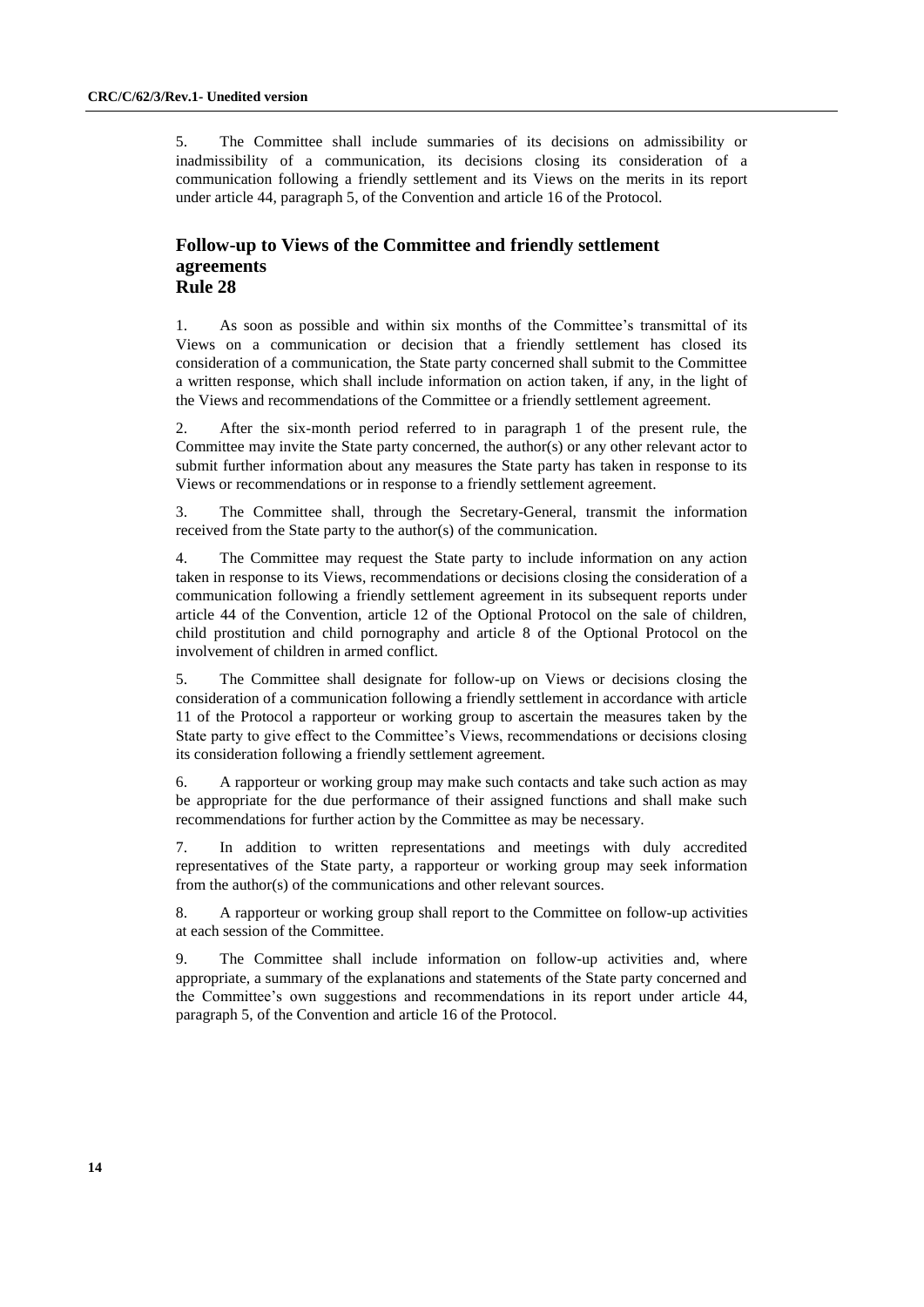5. The Committee shall include summaries of its decisions on admissibility or inadmissibility of a communication, its decisions closing its consideration of a communication following a friendly settlement and its Views on the merits in its report under article 44, paragraph 5, of the Convention and article 16 of the Protocol.

## Follow-up to Views of the Committee and friendly settlement agreements
## Rule 28

1. As soon as possible and within six months of the Committee's transmittal of its Views on a communication or decision that a friendly settlement has closed its consideration of a communication, the State party concerned shall submit to the Committee a written response, which shall include information on action taken, if any, in the light of the Views and recommendations of the Committee or a friendly settlement agreement.

2. After the six-month period referred to in paragraph 1 of the present rule, the Committee may invite the State party concerned, the author(s) or any other relevant actor to submit further information about any measures the State party has taken in response to its Views or recommendations or in response to a friendly settlement agreement.

3. The Committee shall, through the Secretary-General, transmit the information received from the State party to the author(s) of the communication.

4. The Committee may request the State party to include information on any action taken in response to its Views, recommendations or decisions closing the consideration of a communication following a friendly settlement agreement in its subsequent reports under article 44 of the Convention, article 12 of the Optional Protocol on the sale of children, child prostitution and child pornography and article 8 of the Optional Protocol on the involvement of children in armed conflict.

5. The Committee shall designate for follow-up on Views or decisions closing the consideration of a communication following a friendly settlement in accordance with article 11 of the Protocol a rapporteur or working group to ascertain the measures taken by the State party to give effect to the Committee's Views, recommendations or decisions closing its consideration following a friendly settlement agreement.

6. A rapporteur or working group may make such contacts and take such action as may be appropriate for the due performance of their assigned functions and shall make such recommendations for further action by the Committee as may be necessary.

7. In addition to written representations and meetings with duly accredited representatives of the State party, a rapporteur or working group may seek information from the author(s) of the communications and other relevant sources.

8. A rapporteur or working group shall report to the Committee on follow-up activities at each session of the Committee.

9. The Committee shall include information on follow-up activities and, where appropriate, a summary of the explanations and statements of the State party concerned and the Committee's own suggestions and recommendations in its report under article 44, paragraph 5, of the Convention and article 16 of the Protocol.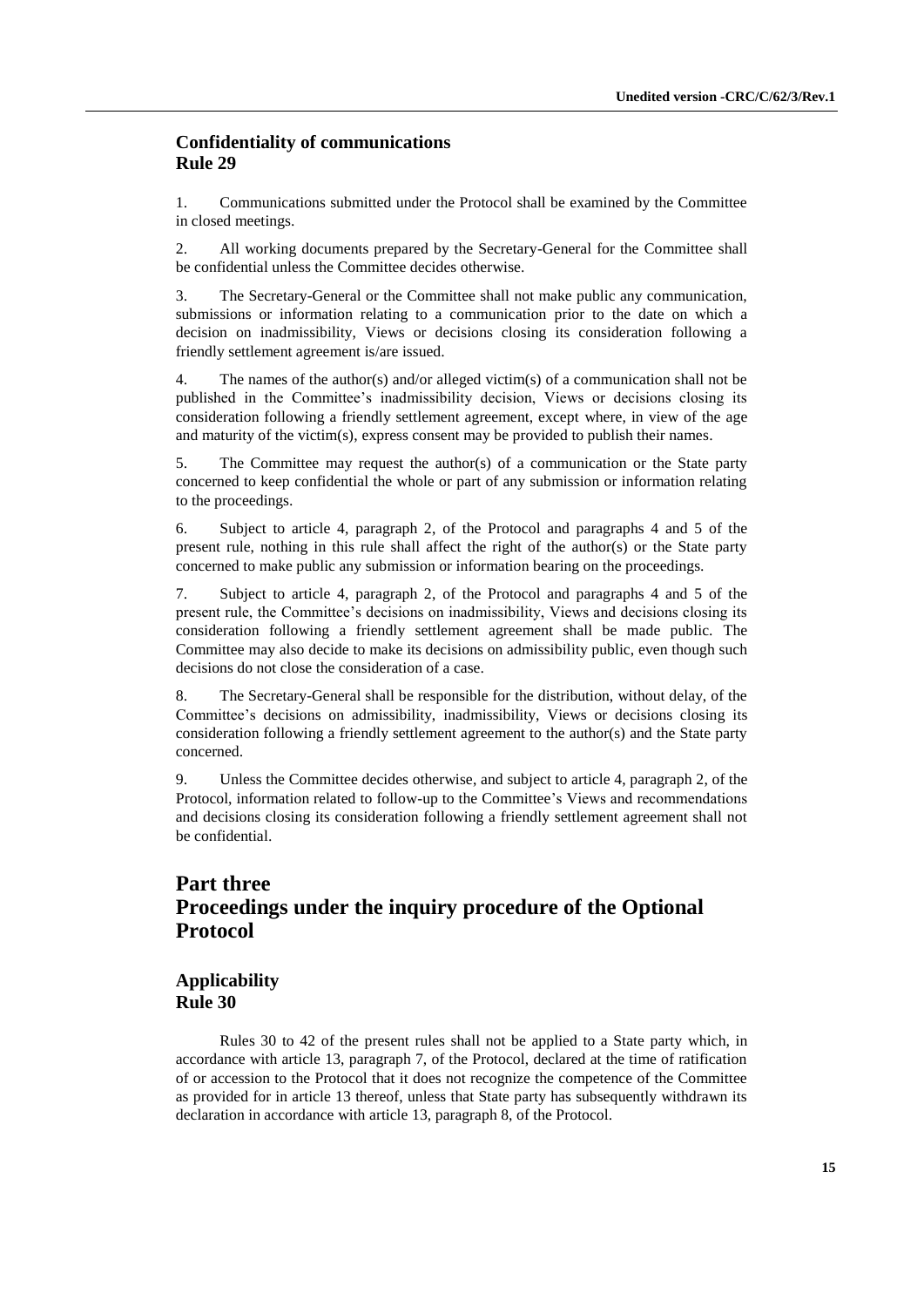## Confidentiality of communications
## Rule 29

1. Communications submitted under the Protocol shall be examined by the Committee in closed meetings.

2. All working documents prepared by the Secretary-General for the Committee shall be confidential unless the Committee decides otherwise.

3. The Secretary-General or the Committee shall not make public any communication, submissions or information relating to a communication prior to the date on which a decision on inadmissibility, Views or decisions closing its consideration following a friendly settlement agreement is/are issued.

4. The names of the author(s) and/or alleged victim(s) of a communication shall not be published in the Committee's inadmissibility decision, Views or decisions closing its consideration following a friendly settlement agreement, except where, in view of the age and maturity of the victim(s), express consent may be provided to publish their names.

5. The Committee may request the author(s) of a communication or the State party concerned to keep confidential the whole or part of any submission or information relating to the proceedings.

6. Subject to article 4, paragraph 2, of the Protocol and paragraphs 4 and 5 of the present rule, nothing in this rule shall affect the right of the author(s) or the State party concerned to make public any submission or information bearing on the proceedings.

7. Subject to article 4, paragraph 2, of the Protocol and paragraphs 4 and 5 of the present rule, the Committee's decisions on inadmissibility, Views and decisions closing its consideration following a friendly settlement agreement shall be made public. The Committee may also decide to make its decisions on admissibility public, even though such decisions do not close the consideration of a case.

8. The Secretary-General shall be responsible for the distribution, without delay, of the Committee's decisions on admissibility, inadmissibility, Views or decisions closing its consideration following a friendly settlement agreement to the author(s) and the State party concerned.

9. Unless the Committee decides otherwise, and subject to article 4, paragraph 2, of the Protocol, information related to follow-up to the Committee's Views and recommendations and decisions closing its consideration following a friendly settlement agreement shall not be confidential.

# Part three
# Proceedings under the inquiry procedure of the Optional Protocol

## Applicability
## Rule 30

Rules 30 to 42 of the present rules shall not be applied to a State party which, in accordance with article 13, paragraph 7, of the Protocol, declared at the time of ratification of or accession to the Protocol that it does not recognize the competence of the Committee as provided for in article 13 thereof, unless that State party has subsequently withdrawn its declaration in accordance with article 13, paragraph 8, of the Protocol.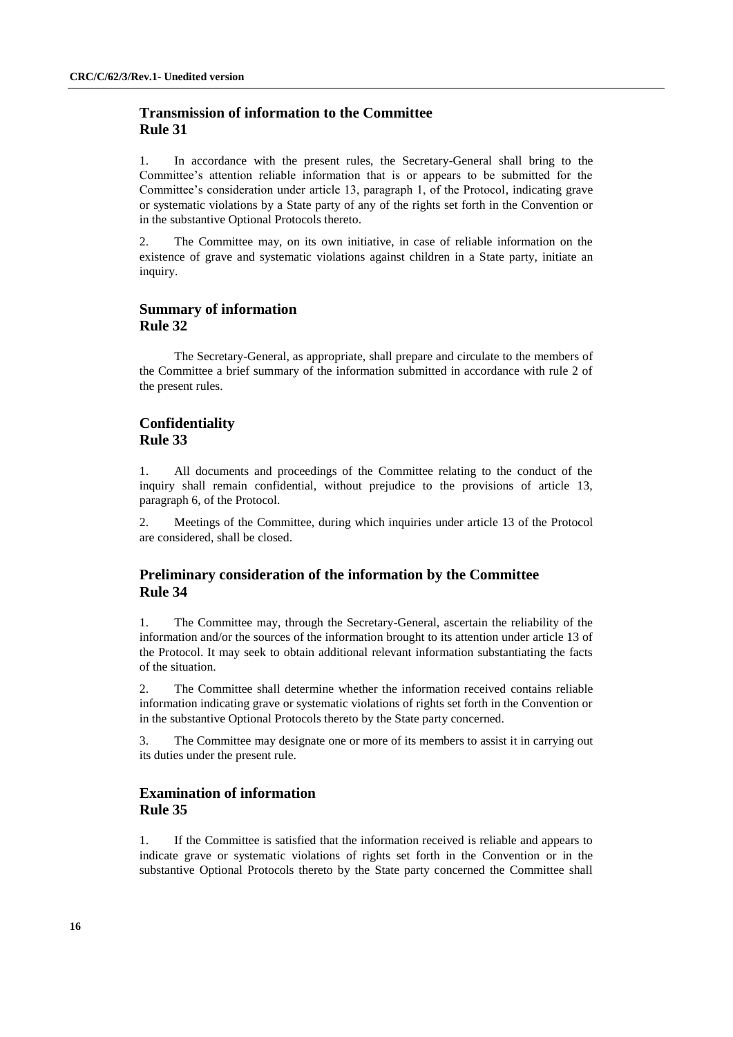## Transmission of information to the Committee
## Rule 31

1. In accordance with the present rules, the Secretary-General shall bring to the Committee's attention reliable information that is or appears to be submitted for the Committee's consideration under article 13, paragraph 1, of the Protocol, indicating grave or systematic violations by a State party of any of the rights set forth in the Convention or in the substantive Optional Protocols thereto.

2. The Committee may, on its own initiative, in case of reliable information on the existence of grave and systematic violations against children in a State party, initiate an inquiry.

## Summary of information
## Rule 32

The Secretary-General, as appropriate, shall prepare and circulate to the members of the Committee a brief summary of the information submitted in accordance with rule 2 of the present rules.

## Confidentiality
## Rule 33

1. All documents and proceedings of the Committee relating to the conduct of the inquiry shall remain confidential, without prejudice to the provisions of article 13, paragraph 6, of the Protocol.

2. Meetings of the Committee, during which inquiries under article 13 of the Protocol are considered, shall be closed.

## Preliminary consideration of the information by the Committee
## Rule 34

1. The Committee may, through the Secretary-General, ascertain the reliability of the information and/or the sources of the information brought to its attention under article 13 of the Protocol. It may seek to obtain additional relevant information substantiating the facts of the situation.

2. The Committee shall determine whether the information received contains reliable information indicating grave or systematic violations of rights set forth in the Convention or in the substantive Optional Protocols thereto by the State party concerned.

3. The Committee may designate one or more of its members to assist it in carrying out its duties under the present rule.

## Examination of information
## Rule 35

1. If the Committee is satisfied that the information received is reliable and appears to indicate grave or systematic violations of rights set forth in the Convention or in the substantive Optional Protocols thereto by the State party concerned the Committee shall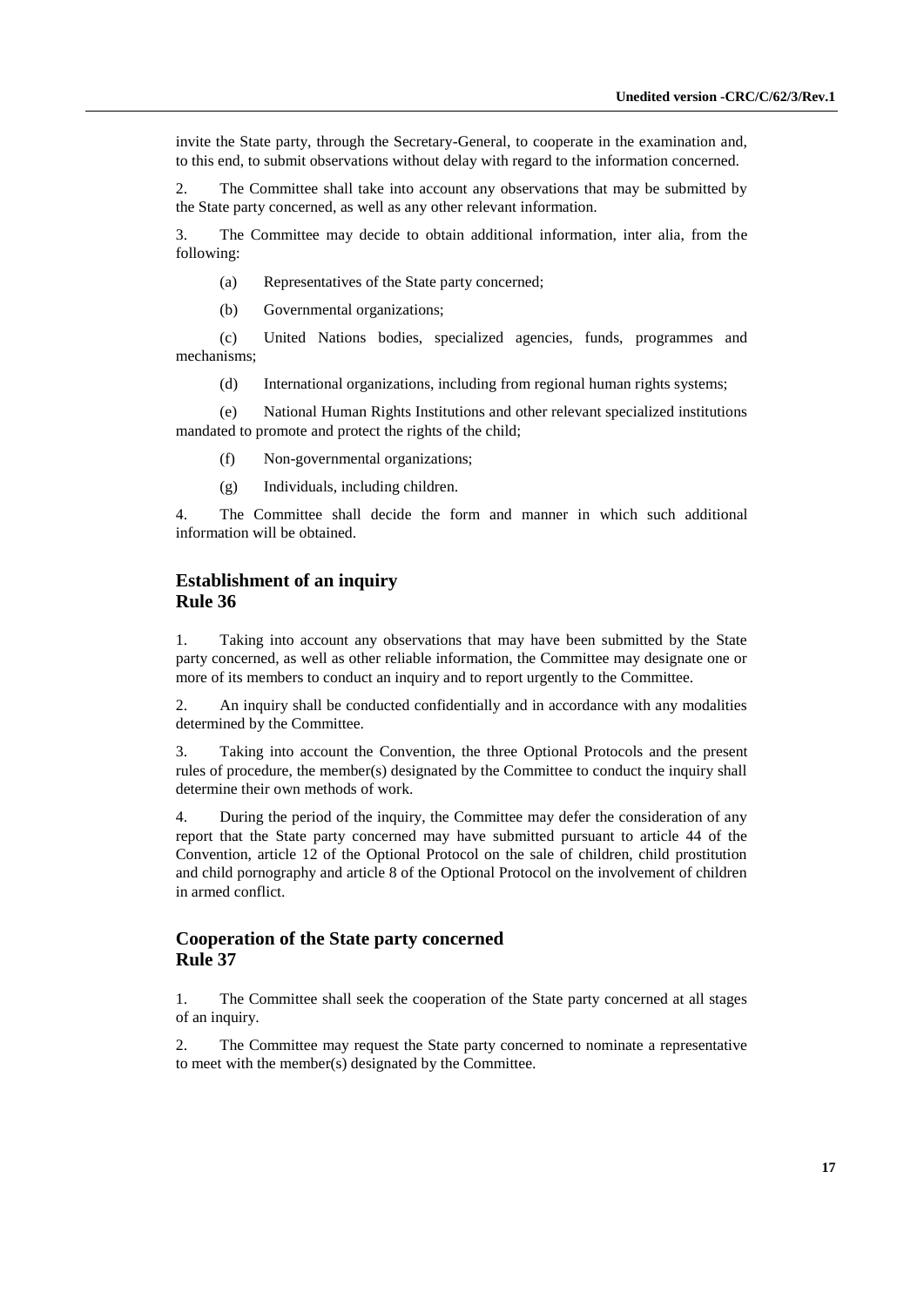invite the State party, through the Secretary-General, to cooperate in the examination and, to this end, to submit observations without delay with regard to the information concerned.

2. The Committee shall take into account any observations that may be submitted by the State party concerned, as well as any other relevant information.

3. The Committee may decide to obtain additional information, inter alia, from the following:

(a) Representatives of the State party concerned;

(b) Governmental organizations;

(c) United Nations bodies, specialized agencies, funds, programmes and mechanisms;

(d) International organizations, including from regional human rights systems;

(e) National Human Rights Institutions and other relevant specialized institutions mandated to promote and protect the rights of the child;

(f) Non-governmental organizations;

(g) Individuals, including children.

4. The Committee shall decide the form and manner in which such additional information will be obtained.

## Establishment of an inquiry
## Rule 36

1. Taking into account any observations that may have been submitted by the State party concerned, as well as other reliable information, the Committee may designate one or more of its members to conduct an inquiry and to report urgently to the Committee.

2. An inquiry shall be conducted confidentially and in accordance with any modalities determined by the Committee.

3. Taking into account the Convention, the three Optional Protocols and the present rules of procedure, the member(s) designated by the Committee to conduct the inquiry shall determine their own methods of work.

4. During the period of the inquiry, the Committee may defer the consideration of any report that the State party concerned may have submitted pursuant to article 44 of the Convention, article 12 of the Optional Protocol on the sale of children, child prostitution and child pornography and article 8 of the Optional Protocol on the involvement of children in armed conflict.

## Cooperation of the State party concerned
## Rule 37

1. The Committee shall seek the cooperation of the State party concerned at all stages of an inquiry.

2. The Committee may request the State party concerned to nominate a representative to meet with the member(s) designated by the Committee.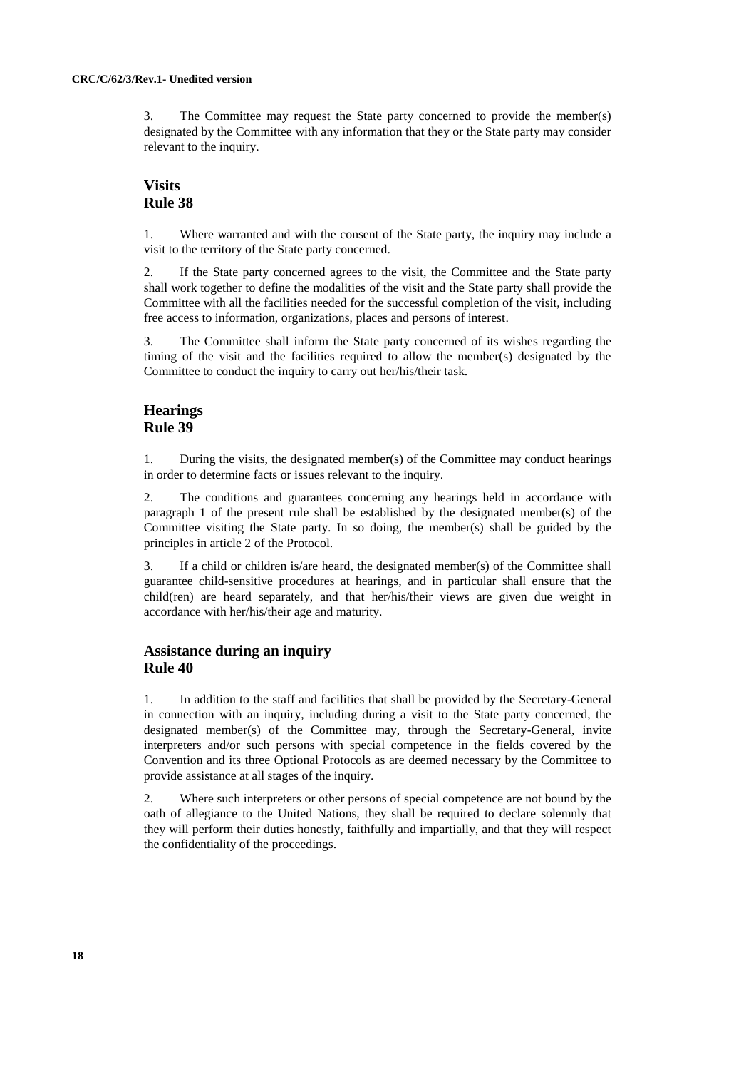3. The Committee may request the State party concerned to provide the member(s) designated by the Committee with any information that they or the State party may consider relevant to the inquiry.

## Visits
## Rule 38

1. Where warranted and with the consent of the State party, the inquiry may include a visit to the territory of the State party concerned.

2. If the State party concerned agrees to the visit, the Committee and the State party shall work together to define the modalities of the visit and the State party shall provide the Committee with all the facilities needed for the successful completion of the visit, including free access to information, organizations, places and persons of interest.

3. The Committee shall inform the State party concerned of its wishes regarding the timing of the visit and the facilities required to allow the member(s) designated by the Committee to conduct the inquiry to carry out her/his/their task.

## Hearings
## Rule 39

1. During the visits, the designated member(s) of the Committee may conduct hearings in order to determine facts or issues relevant to the inquiry.

2. The conditions and guarantees concerning any hearings held in accordance with paragraph 1 of the present rule shall be established by the designated member(s) of the Committee visiting the State party. In so doing, the member(s) shall be guided by the principles in article 2 of the Protocol.

3. If a child or children is/are heard, the designated member(s) of the Committee shall guarantee child-sensitive procedures at hearings, and in particular shall ensure that the child(ren) are heard separately, and that her/his/their views are given due weight in accordance with her/his/their age and maturity.

## Assistance during an inquiry
## Rule 40

1. In addition to the staff and facilities that shall be provided by the Secretary-General in connection with an inquiry, including during a visit to the State party concerned, the designated member(s) of the Committee may, through the Secretary-General, invite interpreters and/or such persons with special competence in the fields covered by the Convention and its three Optional Protocols as are deemed necessary by the Committee to provide assistance at all stages of the inquiry.

2. Where such interpreters or other persons of special competence are not bound by the oath of allegiance to the United Nations, they shall be required to declare solemnly that they will perform their duties honestly, faithfully and impartially, and that they will respect the confidentiality of the proceedings.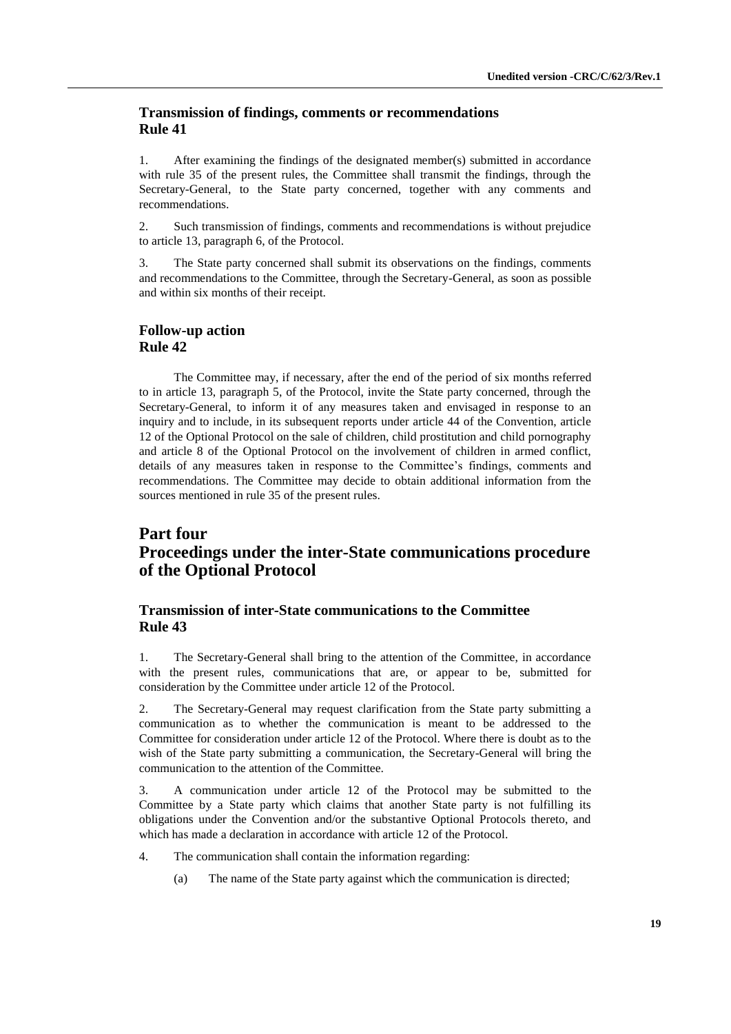### Transmission of findings, comments or recommendations
### Rule 41

1. After examining the findings of the designated member(s) submitted in accordance with rule 35 of the present rules, the Committee shall transmit the findings, through the Secretary-General, to the State party concerned, together with any comments and recommendations.

2. Such transmission of findings, comments and recommendations is without prejudice to article 13, paragraph 6, of the Protocol.

3. The State party concerned shall submit its observations on the findings, comments and recommendations to the Committee, through the Secretary-General, as soon as possible and within six months of their receipt.

### Follow-up action
### Rule 42

The Committee may, if necessary, after the end of the period of six months referred to in article 13, paragraph 5, of the Protocol, invite the State party concerned, through the Secretary-General, to inform it of any measures taken and envisaged in response to an inquiry and to include, in its subsequent reports under article 44 of the Convention, article 12 of the Optional Protocol on the sale of children, child prostitution and child pornography and article 8 of the Optional Protocol on the involvement of children in armed conflict, details of any measures taken in response to the Committee's findings, comments and recommendations. The Committee may decide to obtain additional information from the sources mentioned in rule 35 of the present rules.

## Part four
## Proceedings under the inter-State communications procedure of the Optional Protocol

### Transmission of inter-State communications to the Committee
### Rule 43

1. The Secretary-General shall bring to the attention of the Committee, in accordance with the present rules, communications that are, or appear to be, submitted for consideration by the Committee under article 12 of the Protocol.

2. The Secretary-General may request clarification from the State party submitting a communication as to whether the communication is meant to be addressed to the Committee for consideration under article 12 of the Protocol. Where there is doubt as to the wish of the State party submitting a communication, the Secretary-General will bring the communication to the attention of the Committee.

3. A communication under article 12 of the Protocol may be submitted to the Committee by a State party which claims that another State party is not fulfilling its obligations under the Convention and/or the substantive Optional Protocols thereto, and which has made a declaration in accordance with article 12 of the Protocol.

4. The communication shall contain the information regarding:

 (a) The name of the State party against which the communication is directed;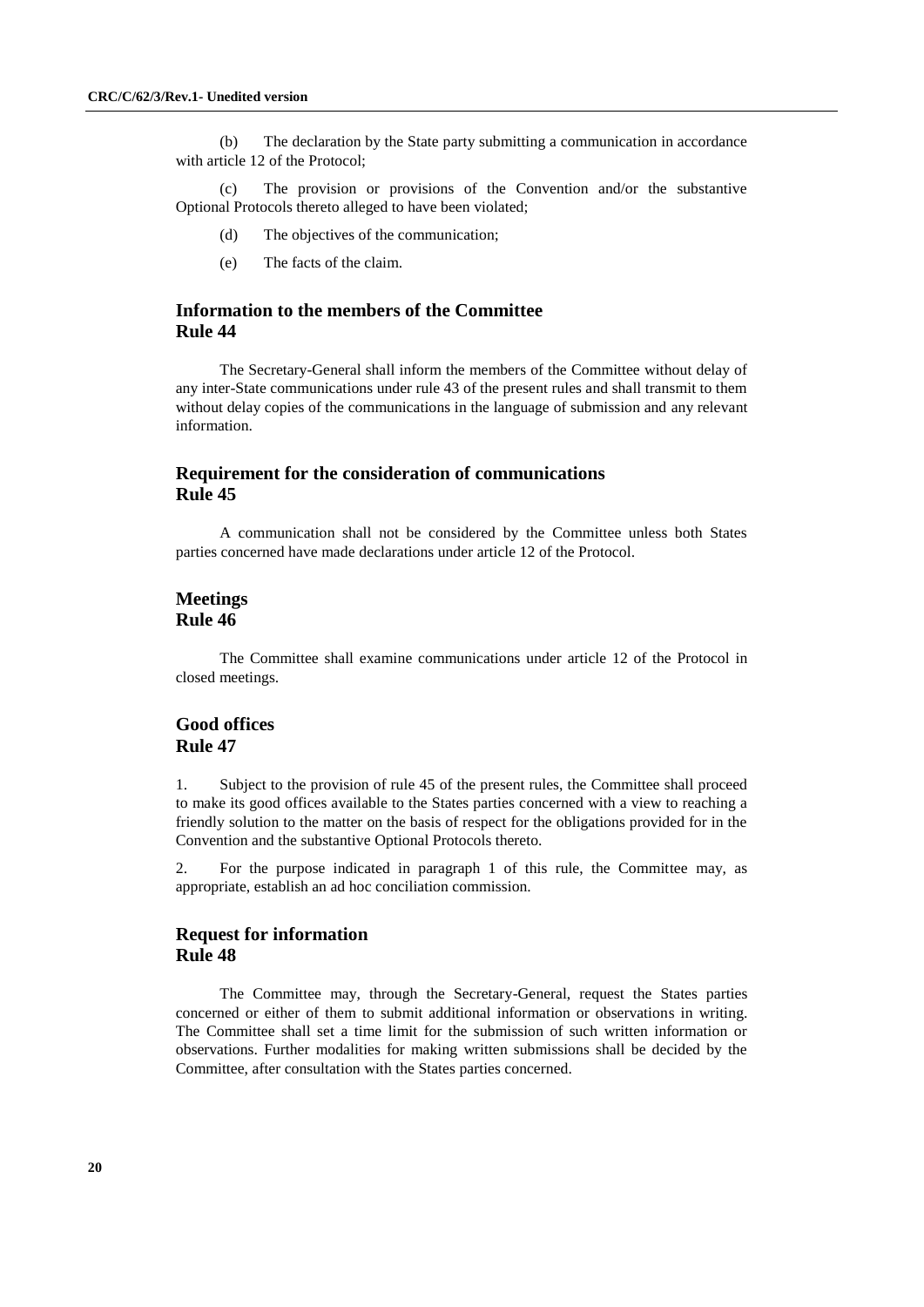(b) The declaration by the State party submitting a communication in accordance with article 12 of the Protocol;

(c) The provision or provisions of the Convention and/or the substantive Optional Protocols thereto alleged to have been violated;

(d) The objectives of the communication;

(e) The facts of the claim.

## Information to the members of the Committee
## Rule 44

The Secretary-General shall inform the members of the Committee without delay of any inter-State communications under rule 43 of the present rules and shall transmit to them without delay copies of the communications in the language of submission and any relevant information.

## Requirement for the consideration of communications
## Rule 45

A communication shall not be considered by the Committee unless both States parties concerned have made declarations under article 12 of the Protocol.

## Meetings
## Rule 46

The Committee shall examine communications under article 12 of the Protocol in closed meetings.

## Good offices
## Rule 47

1. Subject to the provision of rule 45 of the present rules, the Committee shall proceed to make its good offices available to the States parties concerned with a view to reaching a friendly solution to the matter on the basis of respect for the obligations provided for in the Convention and the substantive Optional Protocols thereto.

2. For the purpose indicated in paragraph 1 of this rule, the Committee may, as appropriate, establish an ad hoc conciliation commission.

## Request for information
## Rule 48

The Committee may, through the Secretary-General, request the States parties concerned or either of them to submit additional information or observations in writing. The Committee shall set a time limit for the submission of such written information or observations. Further modalities for making written submissions shall be decided by the Committee, after consultation with the States parties concerned.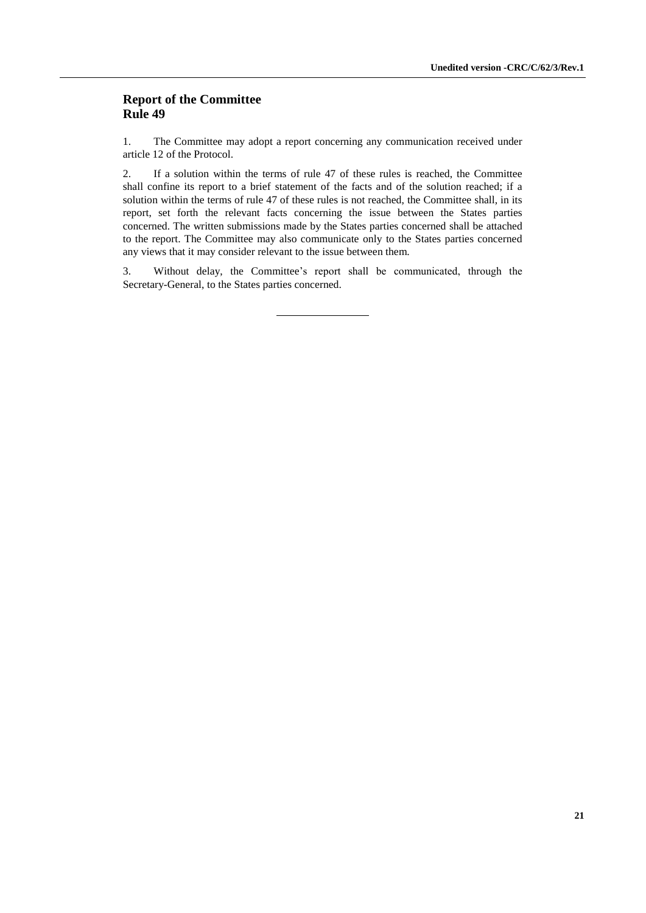## Report of the Committee
## Rule 49

1. The Committee may adopt a report concerning any communication received under article 12 of the Protocol.

2. If a solution within the terms of rule 47 of these rules is reached, the Committee shall confine its report to a brief statement of the facts and of the solution reached; if a solution within the terms of rule 47 of these rules is not reached, the Committee shall, in its report, set forth the relevant facts concerning the issue between the States parties concerned. The written submissions made by the States parties concerned shall be attached to the report. The Committee may also communicate only to the States parties concerned any views that it may consider relevant to the issue between them.

3. Without delay, the Committee's report shall be communicated, through the Secretary-General, to the States parties concerned.